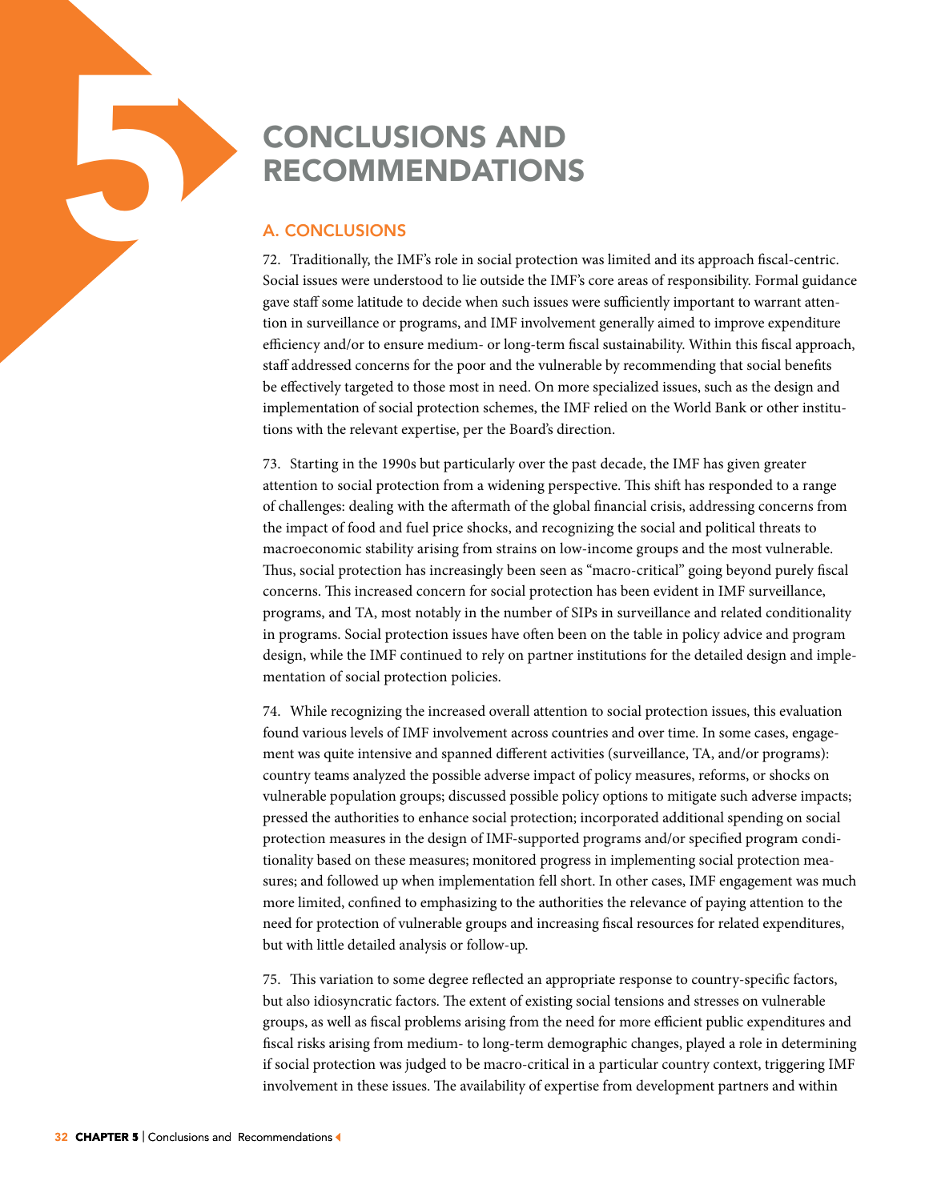# CONCLUSIONS AND RECOMMENDATIONS

## A. CONCLUSIONS

72. Traditionally, the IMF's role in social protection was limited and its approach fiscal-centric. Social issues were understood to lie outside the IMF's core areas of responsibility. Formal guidance gave staff some latitude to decide when such issues were sufficiently important to warrant attention in surveillance or programs, and IMF involvement generally aimed to improve expenditure efficiency and/or to ensure medium- or long-term fiscal sustainability. Within this fiscal approach, staff addressed concerns for the poor and the vulnerable by recommending that social benefits be effectively targeted to those most in need. On more specialized issues, such as the design and implementation of social protection schemes, the IMF relied on the World Bank or other institutions with the relevant expertise, per the Board's direction.

73. Starting in the 1990s but particularly over the past decade, the IMF has given greater attention to social protection from a widening perspective. This shift has responded to a range of challenges: dealing with the aftermath of the global financial crisis, addressing concerns from the impact of food and fuel price shocks, and recognizing the social and political threats to macroeconomic stability arising from strains on low-income groups and the most vulnerable. Thus, social protection has increasingly been seen as "macro-critical" going beyond purely fiscal concerns. This increased concern for social protection has been evident in IMF surveillance, programs, and TA, most notably in the number of SIPs in surveillance and related conditionality in programs. Social protection issues have often been on the table in policy advice and program design, while the IMF continued to rely on partner institutions for the detailed design and implementation of social protection policies.

74. While recognizing the increased overall attention to social protection issues, this evaluation found various levels of IMF involvement across countries and over time. In some cases, engagement was quite intensive and spanned different activities (surveillance, TA, and/or programs): country teams analyzed the possible adverse impact of policy measures, reforms, or shocks on vulnerable population groups; discussed possible policy options to mitigate such adverse impacts; pressed the authorities to enhance social protection; incorporated additional spending on social protection measures in the design of IMF-supported programs and/or specified program conditionality based on these measures; monitored progress in implementing social protection measures; and followed up when implementation fell short. In other cases, IMF engagement was much more limited, confined to emphasizing to the authorities the relevance of paying attention to the need for protection of vulnerable groups and increasing fiscal resources for related expenditures, but with little detailed analysis or follow-up.

75. This variation to some degree reflected an appropriate response to country-specific factors, but also idiosyncratic factors. The extent of existing social tensions and stresses on vulnerable groups, as well as fiscal problems arising from the need for more efficient public expenditures and fiscal risks arising from medium- to long-term demographic changes, played a role in determining if social protection was judged to be macro-critical in a particular country context, triggering IMF involvement in these issues. The availability of expertise from development partners and within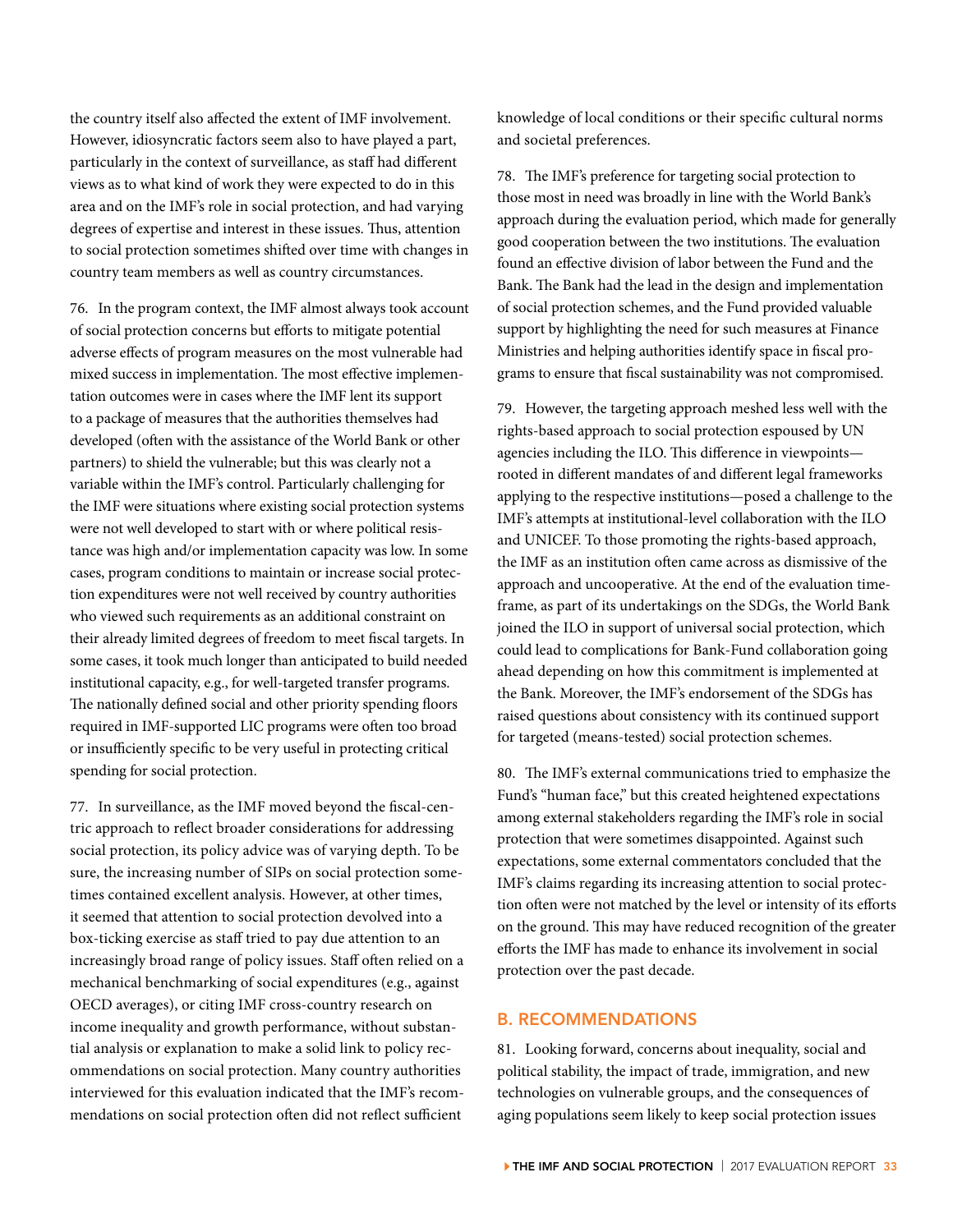the country itself also affected the extent of IMF involvement. However, idiosyncratic factors seem also to have played a part, particularly in the context of surveillance, as staff had different views as to what kind of work they were expected to do in this area and on the IMF's role in social protection, and had varying degrees of expertise and interest in these issues. Thus, attention to social protection sometimes shifted over time with changes in country team members as well as country circumstances.

76. In the program context, the IMF almost always took account of social protection concerns but efforts to mitigate potential adverse effects of program measures on the most vulnerable had mixed success in implementation. The most effective implementation outcomes were in cases where the IMF lent its support to a package of measures that the authorities themselves had developed (often with the assistance of the World Bank or other partners) to shield the vulnerable; but this was clearly not a variable within the IMF's control. Particularly challenging for the IMF were situations where existing social protection systems were not well developed to start with or where political resistance was high and/or implementation capacity was low. In some cases, program conditions to maintain or increase social protection expenditures were not well received by country authorities who viewed such requirements as an additional constraint on their already limited degrees of freedom to meet fiscal targets. In some cases, it took much longer than anticipated to build needed institutional capacity, e.g., for well-targeted transfer programs. The nationally defined social and other priority spending floors required in IMF-supported LIC programs were often too broad or insufficiently specific to be very useful in protecting critical spending for social protection.

77. In surveillance, as the IMF moved beyond the fiscal-centric approach to reflect broader considerations for addressing social protection, its policy advice was of varying depth. To be sure, the increasing number of SIPs on social protection sometimes contained excellent analysis. However, at other times, it seemed that attention to social protection devolved into a box-ticking exercise as staff tried to pay due attention to an increasingly broad range of policy issues. Staff often relied on a mechanical benchmarking of social expenditures (e.g., against OECD averages), or citing IMF cross-country research on income inequality and growth performance, without substantial analysis or explanation to make a solid link to policy recommendations on social protection. Many country authorities interviewed for this evaluation indicated that the IMF's recommendations on social protection often did not reflect sufficient knowledge of local conditions or their specific cultural norms and societal preferences.

78. The IMF's preference for targeting social protection to those most in need was broadly in line with the World Bank's approach during the evaluation period, which made for generally good cooperation between the two institutions. The evaluation found an effective division of labor between the Fund and the Bank. The Bank had the lead in the design and implementation of social protection schemes, and the Fund provided valuable support by highlighting the need for such measures at Finance Ministries and helping authorities identify space in fiscal programs to ensure that fiscal sustainability was not compromised.

79. However, the targeting approach meshed less well with the rights-based approach to social protection espoused by UN agencies including the ILO. This difference in viewpoints—rooted in different mandates of and different legal frameworks applying to the respective institutions—posed a challenge to the IMF's attempts at institutional-level collaboration with the ILO and UNICEF. To those promoting the rights-based approach, the IMF as an institution often came across as dismissive of the approach and uncooperative. At the end of the evaluation timeframe, as part of its undertakings on the SDGs, the World Bank joined the ILO in support of universal social protection, which could lead to complications for Bank-Fund collaboration going ahead depending on how this commitment is implemented at the Bank. Moreover, the IMF's endorsement of the SDGs has raised questions about consistency with its continued support for targeted (means-tested) social protection schemes.

80. The IMF's external communications tried to emphasize the Fund's "human face," but this created heightened expectations among external stakeholders regarding the IMF's role in social protection that were sometimes disappointed. Against such expectations, some external commentators concluded that the IMF's claims regarding its increasing attention to social protection often were not matched by the level or intensity of its efforts on the ground. This may have reduced recognition of the greater efforts the IMF has made to enhance its involvement in social protection over the past decade.

## B. RECOMMENDATIONS

81. Looking forward, concerns about inequality, social and political stability, the impact of trade, immigration, and new technologies on vulnerable groups, and the consequences of aging populations seem likely to keep social protection issues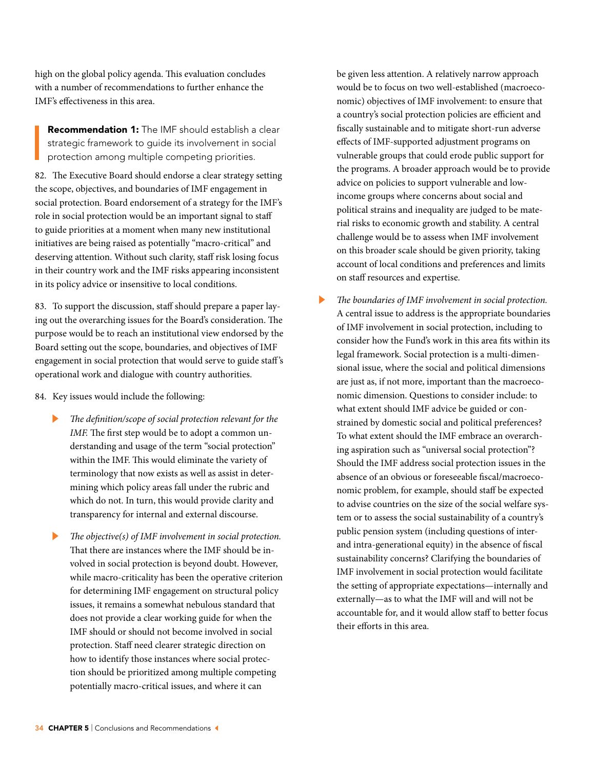high on the global policy agenda. This evaluation concludes with a number of recommendations to further enhance the IMF's effectiveness in this area.

> **Recommendation 1:** The IMF should establish a clear strategic framework to guide its involvement in social protection among multiple competing priorities.

82. The Executive Board should endorse a clear strategy setting the scope, objectives, and boundaries of IMF engagement in social protection. Board endorsement of a strategy for the IMF's role in social protection would be an important signal to staff to guide priorities at a moment when many new institutional initiatives are being raised as potentially "macro-critical" and deserving attention. Without such clarity, staff risk losing focus in their country work and the IMF risks appearing inconsistent in its policy advice or insensitive to local conditions.

83. To support the discussion, staff should prepare a paper laying out the overarching issues for the Board's consideration. The purpose would be to reach an institutional view endorsed by the Board setting out the scope, boundaries, and objectives of IMF engagement in social protection that would serve to guide staff's operational work and dialogue with country authorities.

84. Key issues would include the following:

- *The definition/scope of social protection relevant for the IMF.* The first step would be to adopt a common understanding and usage of the term "social protection" within the IMF. This would eliminate the variety of terminology that now exists as well as assist in determining which policy areas fall under the rubric and which do not. In turn, this would provide clarity and transparency for internal and external discourse.

- *The objective(s) of IMF involvement in social protection.* That there are instances where the IMF should be involved in social protection is beyond doubt. However, while macro-criticality has been the operative criterion for determining IMF engagement on structural policy issues, it remains a somewhat nebulous standard that does not provide a clear working guide for when the IMF should or should not become involved in social protection. Staff need clearer strategic direction on how to identify those instances where social protection should be prioritized among multiple competing potentially macro-critical issues, and where it can be given less attention. A relatively narrow approach would be to focus on two well-established (macroeconomic) objectives of IMF involvement: to ensure that a country's social protection policies are efficient and fiscally sustainable and to mitigate short-run adverse effects of IMF-supported adjustment programs on vulnerable groups that could erode public support for the programs. A broader approach would be to provide advice on policies to support vulnerable and low-income groups where concerns about social and political strains and inequality are judged to be material risks to economic growth and stability. A central challenge would be to assess when IMF involvement on this broader scale should be given priority, taking account of local conditions and preferences and limits on staff resources and expertise.

- *The boundaries of IMF involvement in social protection.* A central issue to address is the appropriate boundaries of IMF involvement in social protection, including to consider how the Fund's work in this area fits within its legal framework. Social protection is a multi-dimensional issue, where the social and political dimensions are just as, if not more, important than the macroeconomic dimension. Questions to consider include: to what extent should IMF advice be guided or constrained by domestic social and political preferences? To what extent should the IMF embrace an overarching aspiration such as "universal social protection"? Should the IMF address social protection issues in the absence of an obvious or foreseeable fiscal/macroeconomic problem, for example, should staff be expected to advise countries on the size of the social welfare system or to assess the social sustainability of a country's public pension system (including questions of inter- and intra-generational equity) in the absence of fiscal sustainability concerns? Clarifying the boundaries of IMF involvement in social protection would facilitate the setting of appropriate expectations—internally and externally—as to what the IMF will and will not be accountable for, and it would allow staff to better focus their efforts in this area.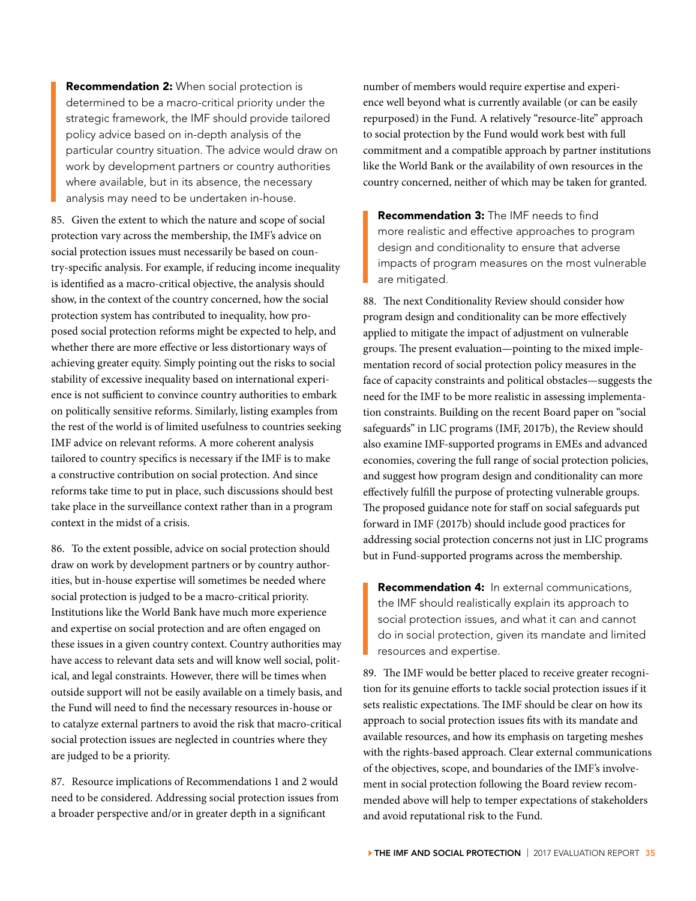**Recommendation 2:** When social protection is determined to be a macro-critical priority under the strategic framework, the IMF should provide tailored policy advice based on in-depth analysis of the particular country situation. The advice would draw on work by development partners or country authorities where available, but in its absence, the necessary analysis may need to be undertaken in-house.

85. Given the extent to which the nature and scope of social protection vary across the membership, the IMF's advice on social protection issues must necessarily be based on country-specific analysis. For example, if reducing income inequality is identified as a macro-critical objective, the analysis should show, in the context of the country concerned, how the social protection system has contributed to inequality, how proposed social protection reforms might be expected to help, and whether there are more effective or less distortionary ways of achieving greater equity. Simply pointing out the risks to social stability of excessive inequality based on international experience is not sufficient to convince country authorities to embark on politically sensitive reforms. Similarly, listing examples from the rest of the world is of limited usefulness to countries seeking IMF advice on relevant reforms. A more coherent analysis tailored to country specifics is necessary if the IMF is to make a constructive contribution on social protection. And since reforms take time to put in place, such discussions should best take place in the surveillance context rather than in a program context in the midst of a crisis.

86. To the extent possible, advice on social protection should draw on work by development partners or by country authorities, but in-house expertise will sometimes be needed where social protection is judged to be a macro-critical priority. Institutions like the World Bank have much more experience and expertise on social protection and are often engaged on these issues in a given country context. Country authorities may have access to relevant data sets and will know well social, political, and legal constraints. However, there will be times when outside support will not be easily available on a timely basis, and the Fund will need to find the necessary resources in-house or to catalyze external partners to avoid the risk that macro-critical social protection issues are neglected in countries where they are judged to be a priority.

87. Resource implications of Recommendations 1 and 2 would need to be considered. Addressing social protection issues from a broader perspective and/or in greater depth in a significant number of members would require expertise and experience well beyond what is currently available (or can be easily repurposed) in the Fund. A relatively "resource-lite" approach to social protection by the Fund would work best with full commitment and a compatible approach by partner institutions like the World Bank or the availability of own resources in the country concerned, neither of which may be taken for granted.

**Recommendation 3:** The IMF needs to find more realistic and effective approaches to program design and conditionality to ensure that adverse impacts of program measures on the most vulnerable are mitigated.

88. The next Conditionality Review should consider how program design and conditionality can be more effectively applied to mitigate the impact of adjustment on vulnerable groups. The present evaluation—pointing to the mixed implementation record of social protection policy measures in the face of capacity constraints and political obstacles—suggests the need for the IMF to be more realistic in assessing implementation constraints. Building on the recent Board paper on "social safeguards" in LIC programs (IMF, 2017b), the Review should also examine IMF-supported programs in EMEs and advanced economies, covering the full range of social protection policies, and suggest how program design and conditionality can more effectively fulfill the purpose of protecting vulnerable groups. The proposed guidance note for staff on social safeguards put forward in IMF (2017b) should include good practices for addressing social protection concerns not just in LIC programs but in Fund-supported programs across the membership.

**Recommendation 4:** In external communications, the IMF should realistically explain its approach to social protection issues, and what it can and cannot do in social protection, given its mandate and limited resources and expertise.

89. The IMF would be better placed to receive greater recognition for its genuine efforts to tackle social protection issues if it sets realistic expectations. The IMF should be clear on how its approach to social protection issues fits with its mandate and available resources, and how its emphasis on targeting meshes with the rights-based approach. Clear external communications of the objectives, scope, and boundaries of the IMF's involvement in social protection following the Board review recommended above will help to temper expectations of stakeholders and avoid reputational risk to the Fund.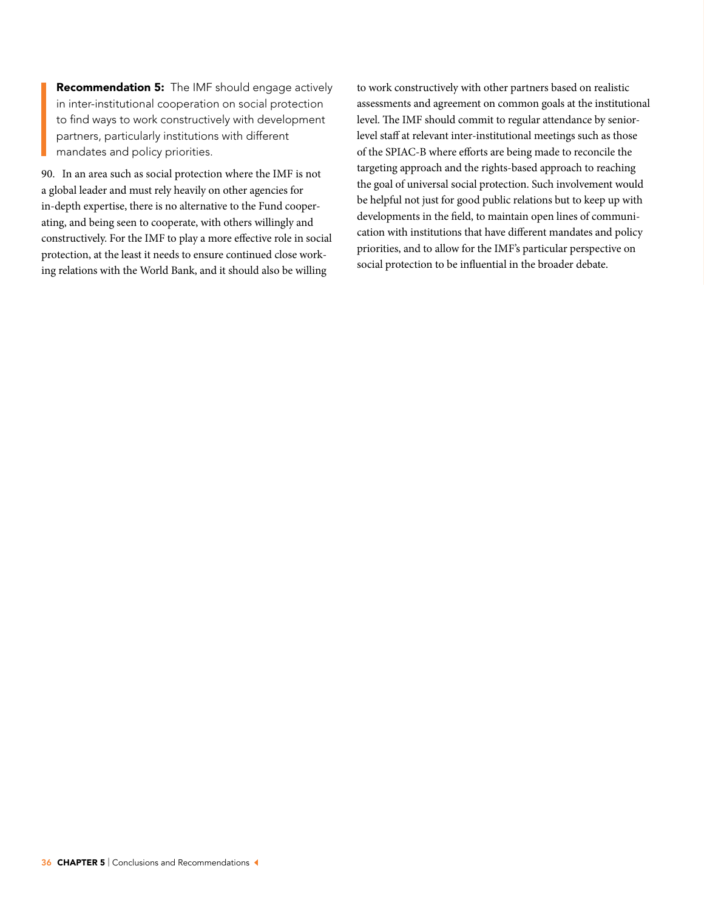**Recommendation 5:** The IMF should engage actively in inter-institutional cooperation on social protection to find ways to work constructively with development partners, particularly institutions with different mandates and policy priorities.

90. In an area such as social protection where the IMF is not a global leader and must rely heavily on other agencies for in-depth expertise, there is no alternative to the Fund cooperating, and being seen to cooperate, with others willingly and constructively. For the IMF to play a more effective role in social protection, at the least it needs to ensure continued close working relations with the World Bank, and it should also be willing to work constructively with other partners based on realistic assessments and agreement on common goals at the institutional level. The IMF should commit to regular attendance by senior-level staff at relevant inter-institutional meetings such as those of the SPIAC-B where efforts are being made to reconcile the targeting approach and the rights-based approach to reaching the goal of universal social protection. Such involvement would be helpful not just for good public relations but to keep up with developments in the field, to maintain open lines of communication with institutions that have different mandates and policy priorities, and to allow for the IMF's particular perspective on social protection to be influential in the broader debate.